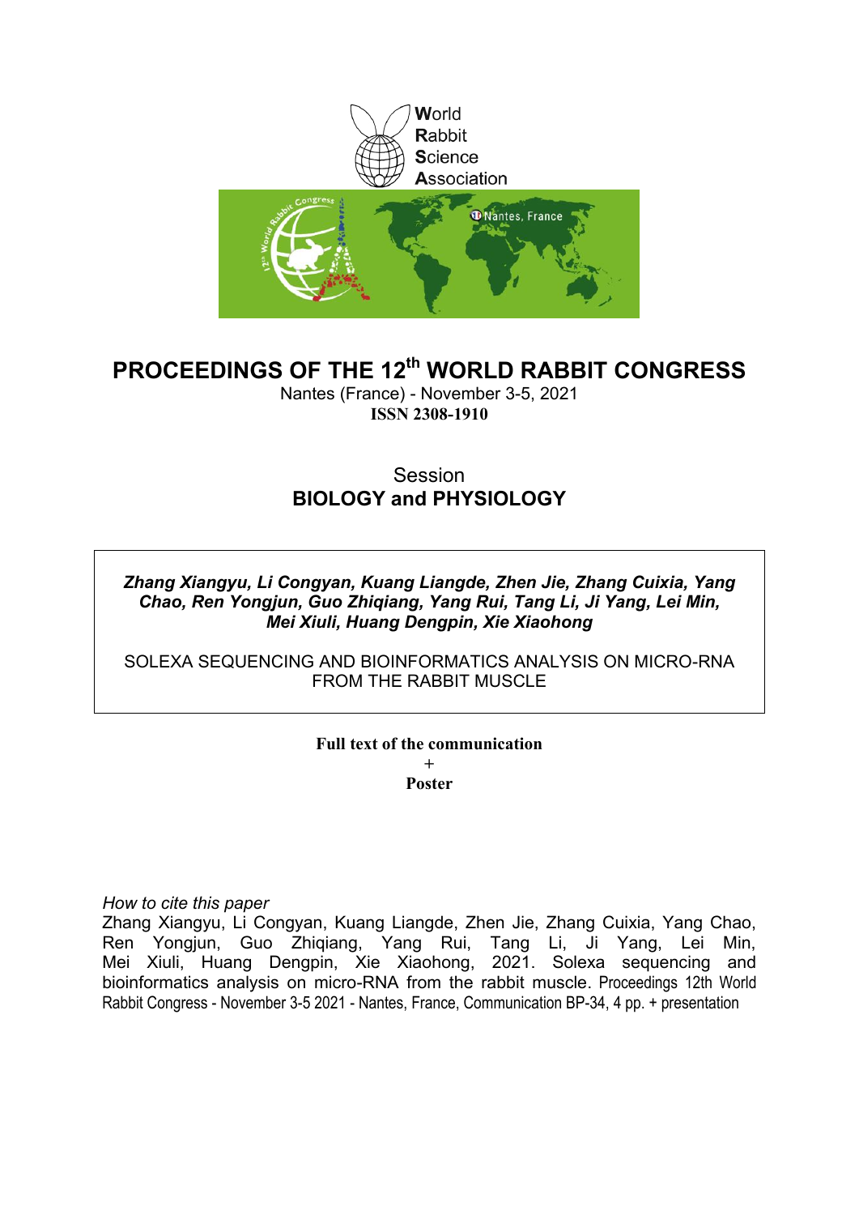World
Rabbit
Science
Association

# PROCEEDINGS OF THE 12th WORLD RABBIT CONGRESS

Nantes (France) - November 3-5, 2021

**ISSN 2308-1910**

Session

**BIOLOGY and PHYSIOLOGY**

***Zhang Xiangyu, Li Congyan, Kuang Liangde, Zhen Jie, Zhang Cuixia, Yang Chao, Ren Yongjun, Guo Zhiqiang, Yang Rui, Tang Li, Ji Yang, Lei Min, Mei Xiuli, Huang Dengpin, Xie Xiaohong***

SOLEXA SEQUENCING AND BIOINFORMATICS ANALYSIS ON MICRO-RNA FROM THE RABBIT MUSCLE

**Full text of the communication**
\+
**Poster**

*How to cite this paper*

Zhang Xiangyu, Li Congyan, Kuang Liangde, Zhen Jie, Zhang Cuixia, Yang Chao, Ren Yongjun, Guo Zhiqiang, Yang Rui, Tang Li, Ji Yang, Lei Min, Mei Xiuli, Huang Dengpin, Xie Xiaohong, 2021. Solexa sequencing and bioinformatics analysis on micro-RNA from the rabbit muscle. Proceedings 12th World Rabbit Congress - November 3-5 2021 - Nantes, France, Communication BP-34, 4 pp. + presentation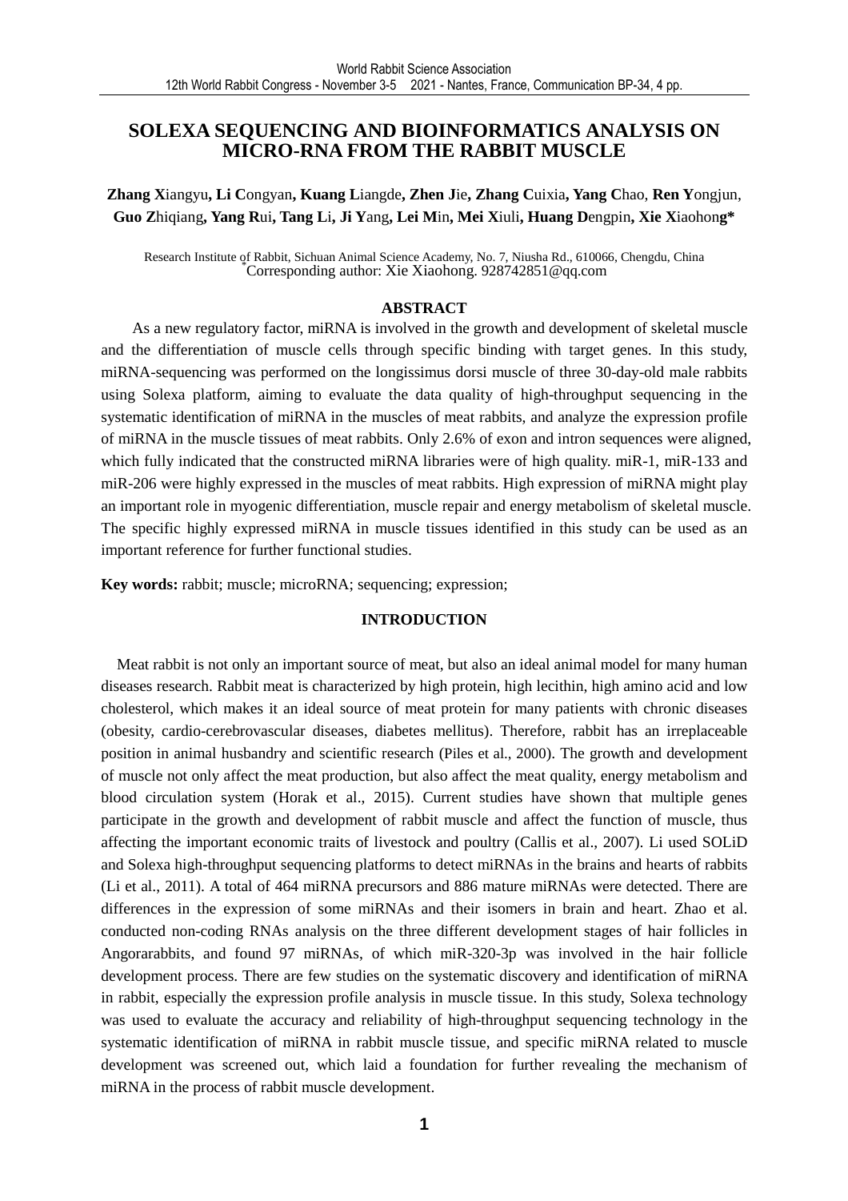# SOLEXA SEQUENCING AND BIOINFORMATICS ANALYSIS ON MICRO-RNA FROM THE RABBIT MUSCLE

**Zhang X**iangyu**, Li C**ongyan**, Kuang L**iangde**, Zhen J**ie**, Zhang C**uixia**, Yang C**hao, **Ren Y**ongjun, **Guo Z**hiqiang**, Yang R**ui**, Tang L**i**, Ji Y**ang**, Lei M**in**, Mei X**iuli**, Huang D**engpin**, Xie X**iaohon**g***

Research Institute of Rabbit, Sichuan Animal Science Academy, No. 7, Niusha Rd., 610066, Chengdu, China
*Corresponding author: Xie Xiaohong. 928742851@qq.com

## ABSTRACT

As a new regulatory factor, miRNA is involved in the growth and development of skeletal muscle and the differentiation of muscle cells through specific binding with target genes. In this study, miRNA-sequencing was performed on the longissimus dorsi muscle of three 30-day-old male rabbits using Solexa platform, aiming to evaluate the data quality of high-throughput sequencing in the systematic identification of miRNA in the muscles of meat rabbits, and analyze the expression profile of miRNA in the muscle tissues of meat rabbits. Only 2.6% of exon and intron sequences were aligned, which fully indicated that the constructed miRNA libraries were of high quality. miR-1, miR-133 and miR-206 were highly expressed in the muscles of meat rabbits. High expression of miRNA might play an important role in myogenic differentiation, muscle repair and energy metabolism of skeletal muscle. The specific highly expressed miRNA in muscle tissues identified in this study can be used as an important reference for further functional studies.

**Key words:** rabbit; muscle; microRNA; sequencing; expression;

## INTRODUCTION

Meat rabbit is not only an important source of meat, but also an ideal animal model for many human diseases research. Rabbit meat is characterized by high protein, high lecithin, high amino acid and low cholesterol, which makes it an ideal source of meat protein for many patients with chronic diseases (obesity, cardio-cerebrovascular diseases, diabetes mellitus). Therefore, rabbit has an irreplaceable position in animal husbandry and scientific research (Piles et al., 2000). The growth and development of muscle not only affect the meat production, but also affect the meat quality, energy metabolism and blood circulation system (Horak et al., 2015). Current studies have shown that multiple genes participate in the growth and development of rabbit muscle and affect the function of muscle, thus affecting the important economic traits of livestock and poultry (Callis et al., 2007). Li used SOLiD and Solexa high-throughput sequencing platforms to detect miRNAs in the brains and hearts of rabbits (Li et al., 2011). A total of 464 miRNA precursors and 886 mature miRNAs were detected. There are differences in the expression of some miRNAs and their isomers in brain and heart. Zhao et al. conducted non-coding RNAs analysis on the three different development stages of hair follicles in Angorarabbits, and found 97 miRNAs, of which miR-320-3p was involved in the hair follicle development process. There are few studies on the systematic discovery and identification of miRNA in rabbit, especially the expression profile analysis in muscle tissue. In this study, Solexa technology was used to evaluate the accuracy and reliability of high-throughput sequencing technology in the systematic identification of miRNA in rabbit muscle tissue, and specific miRNA related to muscle development was screened out, which laid a foundation for further revealing the mechanism of miRNA in the process of rabbit muscle development.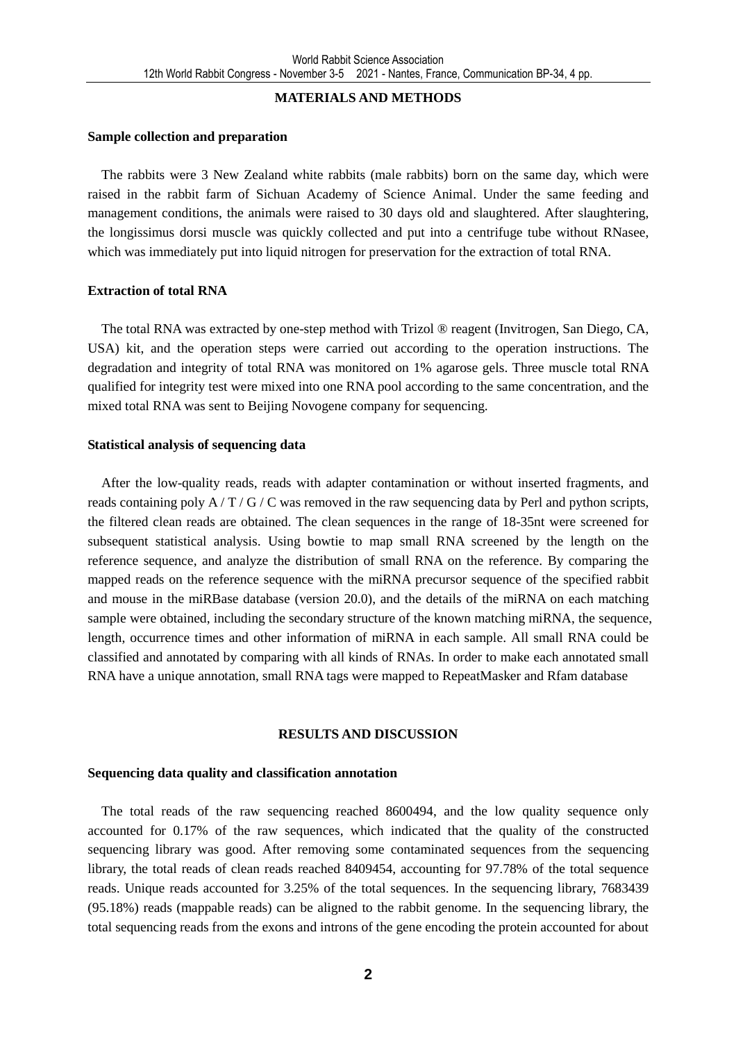## MATERIALS AND METHODS

### Sample collection and preparation

The rabbits were 3 New Zealand white rabbits (male rabbits) born on the same day, which were raised in the rabbit farm of Sichuan Academy of Science Animal. Under the same feeding and management conditions, the animals were raised to 30 days old and slaughtered. After slaughtering, the longissimus dorsi muscle was quickly collected and put into a centrifuge tube without RNasee, which was immediately put into liquid nitrogen for preservation for the extraction of total RNA.

### Extraction of total RNA

The total RNA was extracted by one-step method with Trizol ® reagent (Invitrogen, San Diego, CA, USA) kit, and the operation steps were carried out according to the operation instructions. The degradation and integrity of total RNA was monitored on 1% agarose gels. Three muscle total RNA qualified for integrity test were mixed into one RNA pool according to the same concentration, and the mixed total RNA was sent to Beijing Novogene company for sequencing.

### Statistical analysis of sequencing data

After the low-quality reads, reads with adapter contamination or without inserted fragments, and reads containing poly A / T / G / C was removed in the raw sequencing data by Perl and python scripts, the filtered clean reads are obtained. The clean sequences in the range of 18-35nt were screened for subsequent statistical analysis. Using bowtie to map small RNA screened by the length on the reference sequence, and analyze the distribution of small RNA on the reference. By comparing the mapped reads on the reference sequence with the miRNA precursor sequence of the specified rabbit and mouse in the miRBase database (version 20.0), and the details of the miRNA on each matching sample were obtained, including the secondary structure of the known matching miRNA, the sequence, length, occurrence times and other information of miRNA in each sample. All small RNA could be classified and annotated by comparing with all kinds of RNAs. In order to make each annotated small RNA have a unique annotation, small RNA tags were mapped to RepeatMasker and Rfam database

## RESULTS AND DISCUSSION

### Sequencing data quality and classification annotation

The total reads of the raw sequencing reached 8600494, and the low quality sequence only accounted for 0.17% of the raw sequences, which indicated that the quality of the constructed sequencing library was good. After removing some contaminated sequences from the sequencing library, the total reads of clean reads reached 8409454, accounting for 97.78% of the total sequence reads. Unique reads accounted for 3.25% of the total sequences. In the sequencing library, 7683439 (95.18%) reads (mappable reads) can be aligned to the rabbit genome. In the sequencing library, the total sequencing reads from the exons and introns of the gene encoding the protein accounted for about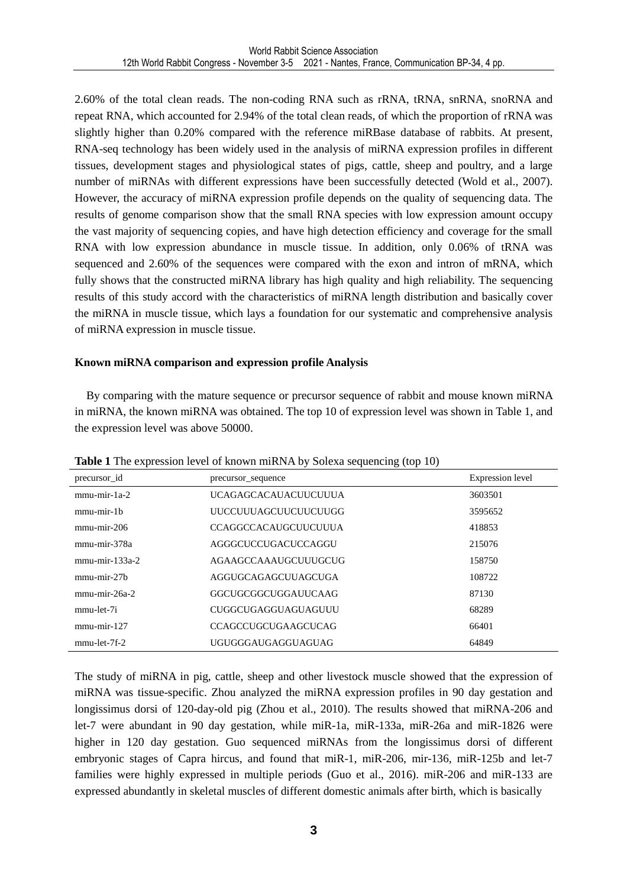2.60% of the total clean reads. The non-coding RNA such as rRNA, tRNA, snRNA, snoRNA and repeat RNA, which accounted for 2.94% of the total clean reads, of which the proportion of rRNA was slightly higher than 0.20% compared with the reference miRBase database of rabbits. At present, RNA-seq technology has been widely used in the analysis of miRNA expression profiles in different tissues, development stages and physiological states of pigs, cattle, sheep and poultry, and a large number of miRNAs with different expressions have been successfully detected (Wold et al., 2007). However, the accuracy of miRNA expression profile depends on the quality of sequencing data. The results of genome comparison show that the small RNA species with low expression amount occupy the vast majority of sequencing copies, and have high detection efficiency and coverage for the small RNA with low expression abundance in muscle tissue. In addition, only 0.06% of tRNA was sequenced and 2.60% of the sequences were compared with the exon and intron of mRNA, which fully shows that the constructed miRNA library has high quality and high reliability. The sequencing results of this study accord with the characteristics of miRNA length distribution and basically cover the miRNA in muscle tissue, which lays a foundation for our systematic and comprehensive analysis of miRNA expression in muscle tissue.

**Known miRNA comparison and expression profile Analysis**

By comparing with the mature sequence or precursor sequence of rabbit and mouse known miRNA in miRNA, the known miRNA was obtained. The top 10 of expression level was shown in Table 1, and the expression level was above 50000.

**Table 1** The expression level of known miRNA by Solexa sequencing (top 10)

| precursor_id | precursor_sequence | Expression level |
|---|---|---|
| mmu-mir-1a-2 | UCAGAGCACAUACUUCUUUA | 3603501 |
| mmu-mir-1b | UUCCUUUAGCUUCUUCUUGG | 3595652 |
| mmu-mir-206 | CCAGGCCACAUGCUUCUUUA | 418853 |
| mmu-mir-378a | AGGGCUCCUGACUCCAGGU | 215076 |
| mmu-mir-133a-2 | AGAAGCCAAAUGCUUUGCUG | 158750 |
| mmu-mir-27b | AGGUGCAGAGCUUAGCUGA | 108722 |
| mmu-mir-26a-2 | GGCUGCGGCUGGAUUCAAG | 87130 |
| mmu-let-7i | CUGGCUGAGGUAGUAGUUU | 68289 |
| mmu-mir-127 | CCAGCCUGCUGAAGCUCAG | 66401 |
| mmu-let-7f-2 | UGUGGGAUGAGGUAGUAG | 64849 |

The study of miRNA in pig, cattle, sheep and other livestock muscle showed that the expression of miRNA was tissue-specific. Zhou analyzed the miRNA expression profiles in 90 day gestation and longissimus dorsi of 120-day-old pig (Zhou et al., 2010). The results showed that miRNA-206 and let-7 were abundant in 90 day gestation, while miR-1a, miR-133a, miR-26a and miR-1826 were higher in 120 day gestation. Guo sequenced miRNAs from the longissimus dorsi of different embryonic stages of Capra hircus, and found that miR-1, miR-206, mir-136, miR-125b and let-7 families were highly expressed in multiple periods (Guo et al., 2016). miR-206 and miR-133 are expressed abundantly in skeletal muscles of different domestic animals after birth, which is basically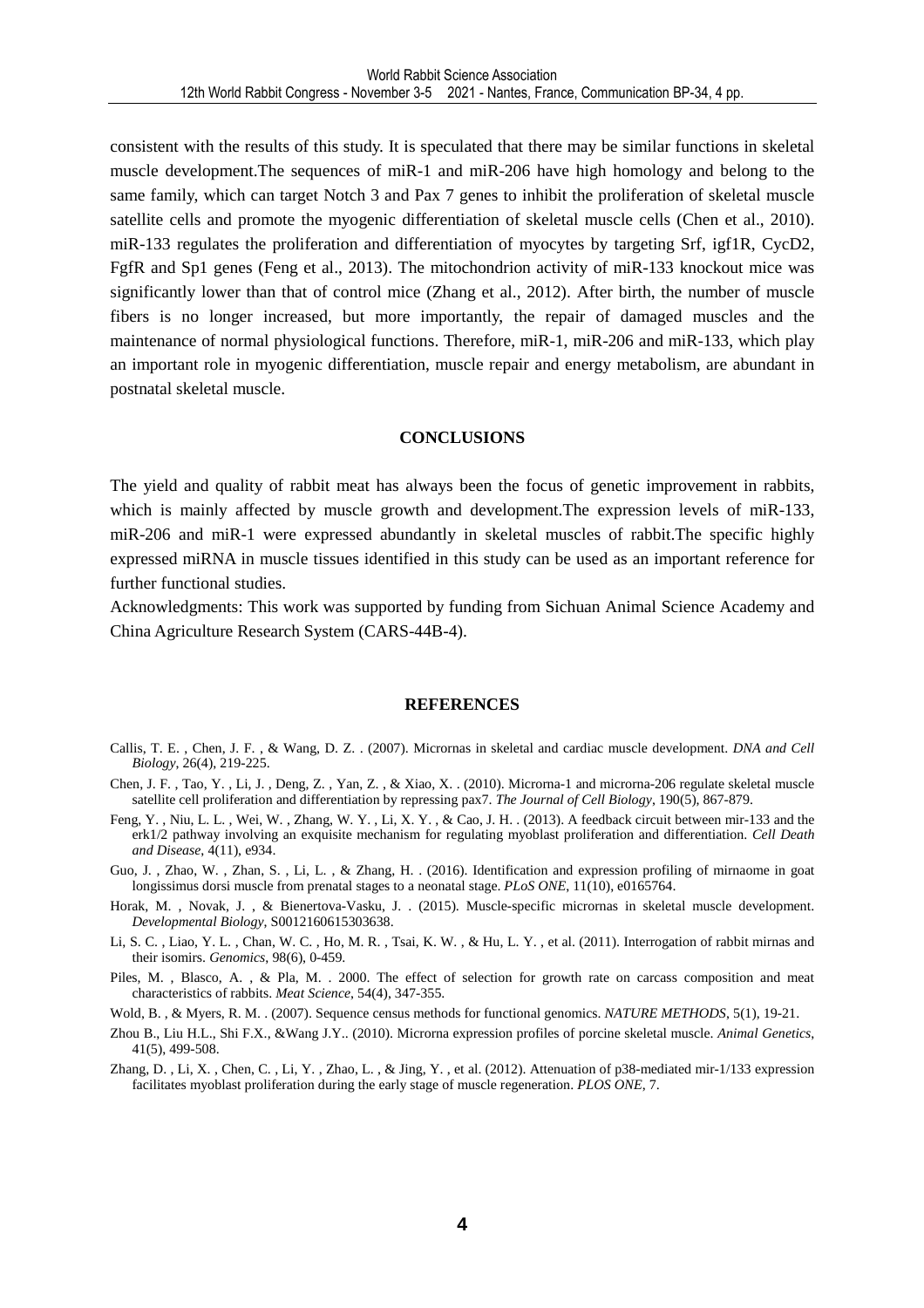consistent with the results of this study. It is speculated that there may be similar functions in skeletal muscle development.The sequences of miR-1 and miR-206 have high homology and belong to the same family, which can target Notch 3 and Pax 7 genes to inhibit the proliferation of skeletal muscle satellite cells and promote the myogenic differentiation of skeletal muscle cells (Chen et al., 2010). miR-133 regulates the proliferation and differentiation of myocytes by targeting Srf, igf1R, CycD2, FgfR and Sp1 genes (Feng et al., 2013). The mitochondrion activity of miR-133 knockout mice was significantly lower than that of control mice (Zhang et al., 2012). After birth, the number of muscle fibers is no longer increased, but more importantly, the repair of damaged muscles and the maintenance of normal physiological functions. Therefore, miR-1, miR-206 and miR-133, which play an important role in myogenic differentiation, muscle repair and energy metabolism, are abundant in postnatal skeletal muscle.

## CONCLUSIONS

The yield and quality of rabbit meat has always been the focus of genetic improvement in rabbits, which is mainly affected by muscle growth and development.The expression levels of miR-133, miR-206 and miR-1 were expressed abundantly in skeletal muscles of rabbit.The specific highly expressed miRNA in muscle tissues identified in this study can be used as an important reference for further functional studies.

Acknowledgments: This work was supported by funding from Sichuan Animal Science Academy and China Agriculture Research System (CARS-44B-4).

## REFERENCES

Callis, T. E. , Chen, J. F. , & Wang, D. Z. . (2007). Micrornas in skeletal and cardiac muscle development. *DNA and Cell Biology*, 26(4), 219-225.

Chen, J. F. , Tao, Y. , Li, J. , Deng, Z. , Yan, Z. , & Xiao, X. . (2010). Microrna-1 and microrna-206 regulate skeletal muscle satellite cell proliferation and differentiation by repressing pax7. *The Journal of Cell Biology*, 190(5), 867-879.

Feng, Y. , Niu, L. L. , Wei, W. , Zhang, W. Y. , Li, X. Y. , & Cao, J. H. . (2013). A feedback circuit between mir-133 and the erk1/2 pathway involving an exquisite mechanism for regulating myoblast proliferation and differentiation. *Cell Death and Disease*, 4(11), e934.

Guo, J. , Zhao, W. , Zhan, S. , Li, L. , & Zhang, H. . (2016). Identification and expression profiling of mirnaome in goat longissimus dorsi muscle from prenatal stages to a neonatal stage. *PLoS ONE*, 11(10), e0165764.

Horak, M. , Novak, J. , & Bienertova-Vasku, J. . (2015). Muscle-specific micrornas in skeletal muscle development. *Developmental Biology*, S0012160615303638.

Li, S. C. , Liao, Y. L. , Chan, W. C. , Ho, M. R. , Tsai, K. W. , & Hu, L. Y. , et al. (2011). Interrogation of rabbit mirnas and their isomirs. *Genomics*, 98(6), 0-459.

Piles, M. , Blasco, A. , & Pla, M. . 2000. The effect of selection for growth rate on carcass composition and meat characteristics of rabbits. *Meat Science*, 54(4), 347-355.

Wold, B. , & Myers, R. M. . (2007). Sequence census methods for functional genomics. *NATURE METHODS*, 5(1), 19-21.

Zhou B., Liu H.L., Shi F.X., &Wang J.Y.. (2010). Microrna expression profiles of porcine skeletal muscle. *Animal Genetics*, 41(5), 499-508.

Zhang, D. , Li, X. , Chen, C. , Li, Y. , Zhao, L. , & Jing, Y. , et al. (2012). Attenuation of p38-mediated mir-1/133 expression facilitates myoblast proliferation during the early stage of muscle regeneration. *PLOS ONE*, 7.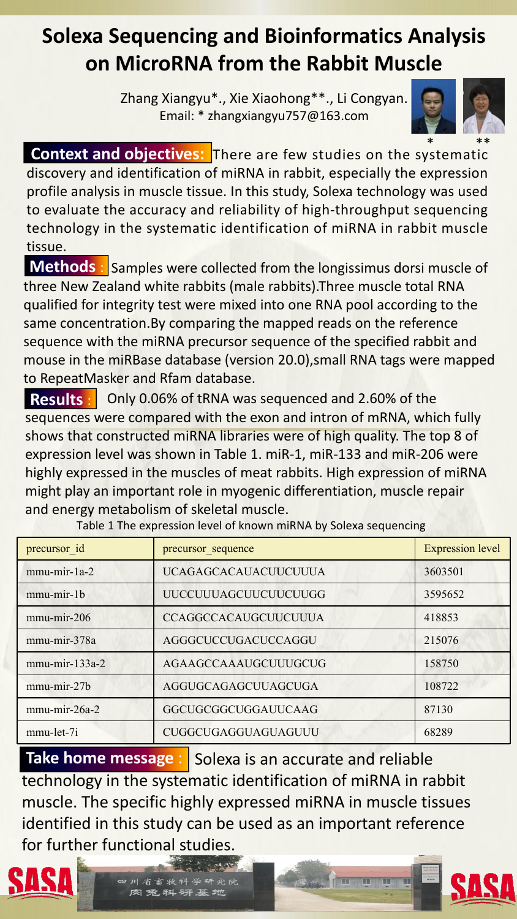# Solexa Sequencing and Bioinformatics Analysis on MicroRNA from the Rabbit Muscle

Zhang Xiangyu*., Xie Xiaohong**., Li Congyan.

Email: * zhangxiangyu757@163.com

**Context and objectives:** There are few studies on the systematic discovery and identification of miRNA in rabbit, especially the expression profile analysis in muscle tissue. In this study, Solexa technology was used to evaluate the accuracy and reliability of high-throughput sequencing technology in the systematic identification of miRNA in rabbit muscle tissue.

**Methods:** Samples were collected from the longissimus dorsi muscle of three New Zealand white rabbits (male rabbits).Three muscle total RNA qualified for integrity test were mixed into one RNA pool according to the same concentration.By comparing the mapped reads on the reference sequence with the miRNA precursor sequence of the specified rabbit and mouse in the miRBase database (version 20.0),small RNA tags were mapped to RepeatMasker and Rfam database.

**Results:** Only 0.06% of tRNA was sequenced and 2.60% of the sequences were compared with the exon and intron of mRNA, which fully shows that constructed miRNA libraries were of high quality. The top 8 of expression level was shown in Table 1. miR-1, miR-133 and miR-206 were highly expressed in the muscles of meat rabbits. High expression of miRNA might play an important role in myogenic differentiation, muscle repair and energy metabolism of skeletal muscle.

Table 1 The expression level of known miRNA by Solexa sequencing

| precursor_id | precursor_sequence | Expression level |
|---|---|---|
| mmu-mir-1a-2 | UCAGAGCACAUACUUCUUUA | 3603501 |
| mmu-mir-1b | UUCCUUUAGCUUCUUCUUGG | 3595652 |
| mmu-mir-206 | CCAGGCCACAUGCUUCUUUA | 418853 |
| mmu-mir-378a | AGGGCUCCUGACUCCAGGU | 215076 |
| mmu-mir-133a-2 | AGAAGCCAAAUGCUUUGCUG | 158750 |
| mmu-mir-27b | AGGUGCAGAGCUUAGCUGA | 108722 |
| mmu-mir-26a-2 | GGCUGCGGCUGGAUUCAAG | 87130 |
| mmu-let-7i | CUGGCUGAGGUAGUAGUUU | 68289 |

**Take home message:** Solexa is an accurate and reliable technology in the systematic identification of miRNA in rabbit muscle. The specific highly expressed miRNA in muscle tissues identified in this study can be used as an important reference for further functional studies.